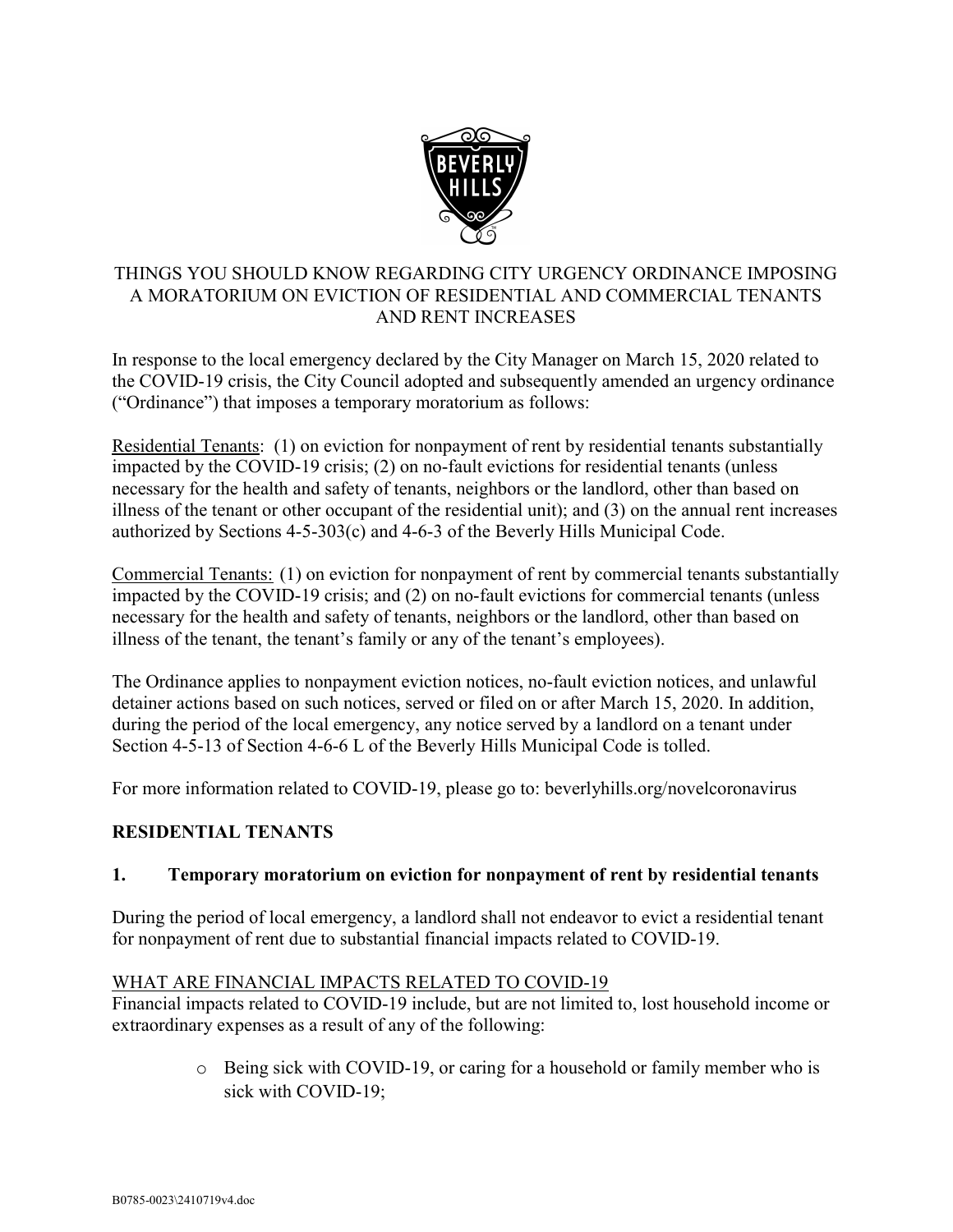# THINGS YOU SHOULD KNOW REGARDING CITY URGENCY ORDINANCE IMPOSING A MORATORIUM ON EVICTION OF RESIDENTIAL AND COMMERCIAL TENANTS AND RENT INCREASES

In response to the local emergency declared by the City Manager on March 15, 2020 related to the COVID-19 crisis, the City Council adopted and subsequently amended an urgency ordinance ("Ordinance") that imposes a temporary moratorium as follows:

Residential Tenants: (1) on eviction for nonpayment of rent by residential tenants substantially impacted by the COVID-19 crisis; (2) on no-fault evictions for residential tenants (unless necessary for the health and safety of tenants, neighbors or the landlord, other than based on illness of the tenant or other occupant of the residential unit); and (3) on the annual rent increases authorized by Sections 4-5-303(c) and 4-6-3 of the Beverly Hills Municipal Code.

Commercial Tenants: (1) on eviction for nonpayment of rent by commercial tenants substantially impacted by the COVID-19 crisis; and (2) on no-fault evictions for commercial tenants (unless necessary for the health and safety of tenants, neighbors or the landlord, other than based on illness of the tenant, the tenant's family or any of the tenant's employees).

The Ordinance applies to nonpayment eviction notices, no-fault eviction notices, and unlawful detainer actions based on such notices, served or filed on or after March 15, 2020. In addition, during the period of the local emergency, any notice served by a landlord on a tenant under Section 4-5-13 of Section 4-6-6 L of the Beverly Hills Municipal Code is tolled.

For more information related to COVID-19, please go to: beverlyhills.org/novelcoronavirus

## RESIDENTIAL TENANTS

### 1. Temporary moratorium on eviction for nonpayment of rent by residential tenants

During the period of local emergency, a landlord shall not endeavor to evict a residential tenant for nonpayment of rent due to substantial financial impacts related to COVID-19.

WHAT ARE FINANCIAL IMPACTS RELATED TO COVID-19

Financial impacts related to COVID-19 include, but are not limited to, lost household income or extraordinary expenses as a result of any of the following:

- Being sick with COVID-19, or caring for a household or family member who is sick with COVID-19;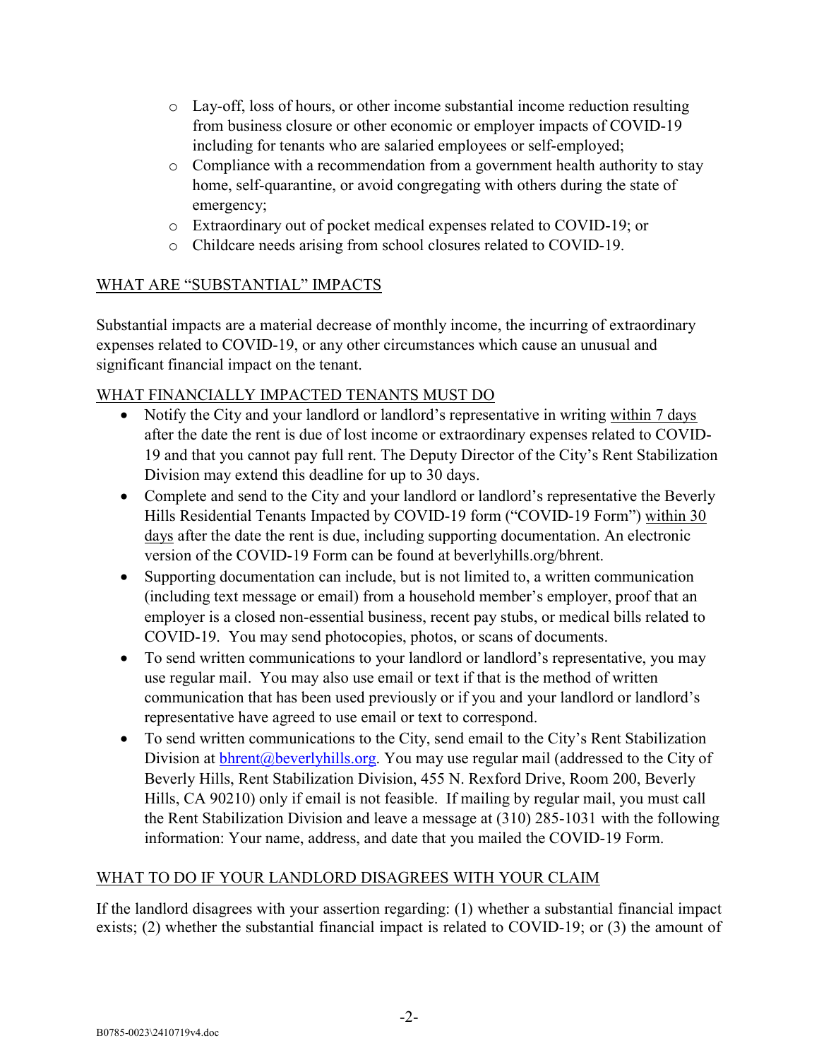- Lay-off, loss of hours, or other income substantial income reduction resulting from business closure or other economic or employer impacts of COVID-19 including for tenants who are salaried employees or self-employed;
- Compliance with a recommendation from a government health authority to stay home, self-quarantine, or avoid congregating with others during the state of emergency;
- Extraordinary out of pocket medical expenses related to COVID-19; or
- Childcare needs arising from school closures related to COVID-19.

## WHAT ARE "SUBSTANTIAL" IMPACTS

Substantial impacts are a material decrease of monthly income, the incurring of extraordinary expenses related to COVID-19, or any other circumstances which cause an unusual and significant financial impact on the tenant.

## WHAT FINANCIALLY IMPACTED TENANTS MUST DO

- Notify the City and your landlord or landlord's representative in writing within 7 days after the date the rent is due of lost income or extraordinary expenses related to COVID-19 and that you cannot pay full rent. The Deputy Director of the City's Rent Stabilization Division may extend this deadline for up to 30 days.
- Complete and send to the City and your landlord or landlord's representative the Beverly Hills Residential Tenants Impacted by COVID-19 form ("COVID-19 Form") within 30 days after the date the rent is due, including supporting documentation. An electronic version of the COVID-19 Form can be found at beverlyhills.org/bhrent.
- Supporting documentation can include, but is not limited to, a written communication (including text message or email) from a household member's employer, proof that an employer is a closed non-essential business, recent pay stubs, or medical bills related to COVID-19. You may send photocopies, photos, or scans of documents.
- To send written communications to your landlord or landlord's representative, you may use regular mail. You may also use email or text if that is the method of written communication that has been used previously or if you and your landlord or landlord's representative have agreed to use email or text to correspond.
- To send written communications to the City, send email to the City's Rent Stabilization Division at bhrent@beverlyhills.org. You may use regular mail (addressed to the City of Beverly Hills, Rent Stabilization Division, 455 N. Rexford Drive, Room 200, Beverly Hills, CA 90210) only if email is not feasible. If mailing by regular mail, you must call the Rent Stabilization Division and leave a message at (310) 285-1031 with the following information: Your name, address, and date that you mailed the COVID-19 Form.

## WHAT TO DO IF YOUR LANDLORD DISAGREES WITH YOUR CLAIM

If the landlord disagrees with your assertion regarding: (1) whether a substantial financial impact exists; (2) whether the substantial financial impact is related to COVID-19; or (3) the amount of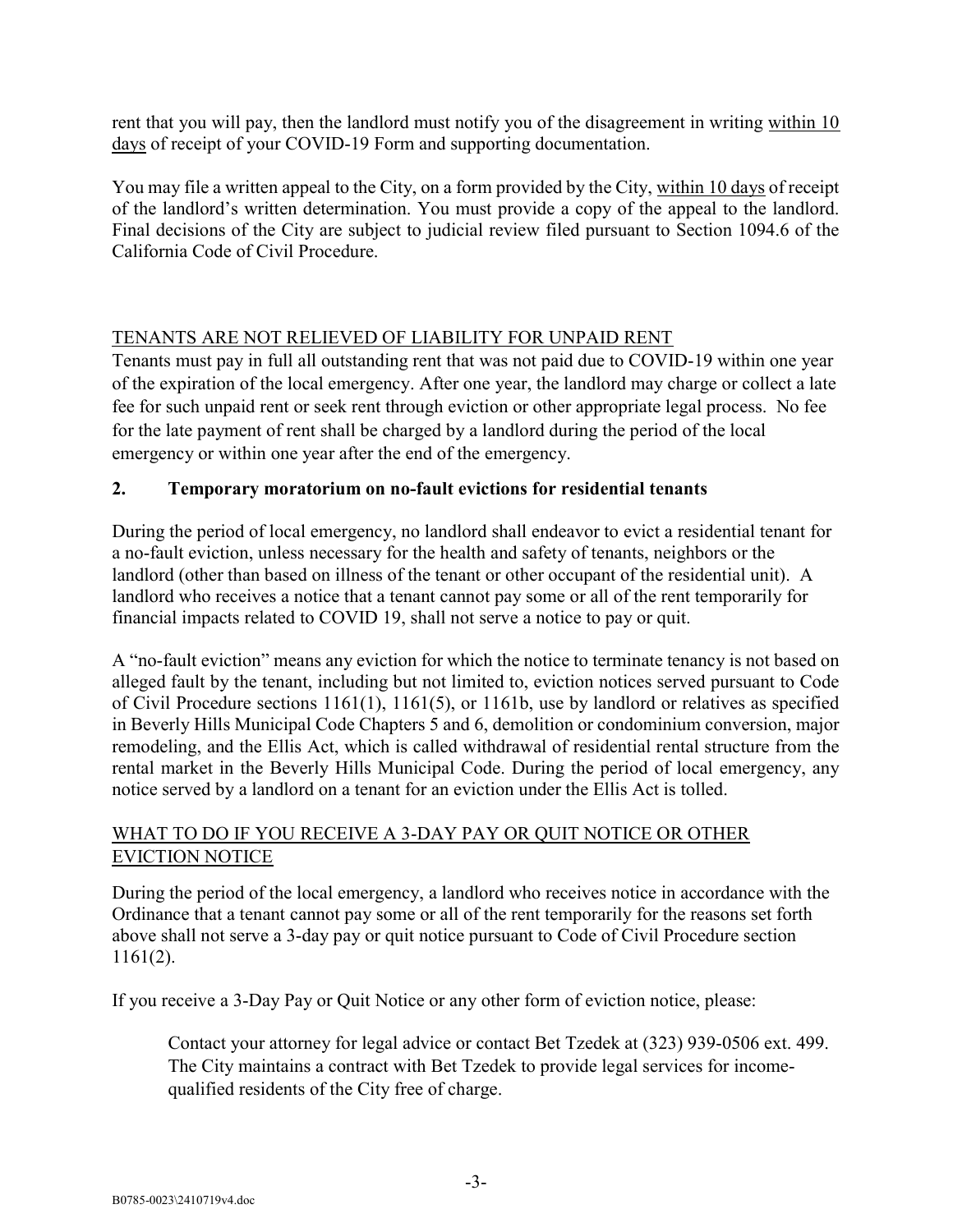rent that you will pay, then the landlord must notify you of the disagreement in writing <u>within 10 days</u> of receipt of your COVID-19 Form and supporting documentation.

You may file a written appeal to the City, on a form provided by the City, <u>within 10 days</u> of receipt of the landlord's written determination. You must provide a copy of the appeal to the landlord. Final decisions of the City are subject to judicial review filed pursuant to Section 1094.6 of the California Code of Civil Procedure.

<u>TENANTS ARE NOT RELIEVED OF LIABILITY FOR UNPAID RENT</u>

Tenants must pay in full all outstanding rent that was not paid due to COVID-19 within one year of the expiration of the local emergency. After one year, the landlord may charge or collect a late fee for such unpaid rent or seek rent through eviction or other appropriate legal process. No fee for the late payment of rent shall be charged by a landlord during the period of the local emergency or within one year after the end of the emergency.

## 2. Temporary moratorium on no-fault evictions for residential tenants

During the period of local emergency, no landlord shall endeavor to evict a residential tenant for a no-fault eviction, unless necessary for the health and safety of tenants, neighbors or the landlord (other than based on illness of the tenant or other occupant of the residential unit). A landlord who receives a notice that a tenant cannot pay some or all of the rent temporarily for financial impacts related to COVID 19, shall not serve a notice to pay or quit.

A "no-fault eviction" means any eviction for which the notice to terminate tenancy is not based on alleged fault by the tenant, including but not limited to, eviction notices served pursuant to Code of Civil Procedure sections 1161(1), 1161(5), or 1161b, use by landlord or relatives as specified in Beverly Hills Municipal Code Chapters 5 and 6, demolition or condominium conversion, major remodeling, and the Ellis Act, which is called withdrawal of residential rental structure from the rental market in the Beverly Hills Municipal Code. During the period of local emergency, any notice served by a landlord on a tenant for an eviction under the Ellis Act is tolled.

<u>WHAT TO DO IF YOU RECEIVE A 3-DAY PAY OR QUIT NOTICE OR OTHER EVICTION NOTICE</u>

During the period of the local emergency, a landlord who receives notice in accordance with the Ordinance that a tenant cannot pay some or all of the rent temporarily for the reasons set forth above shall not serve a 3-day pay or quit notice pursuant to Code of Civil Procedure section 1161(2).

If you receive a 3-Day Pay or Quit Notice or any other form of eviction notice, please:

> Contact your attorney for legal advice or contact Bet Tzedek at (323) 939-0506 ext. 499. The City maintains a contract with Bet Tzedek to provide legal services for income-qualified residents of the City free of charge.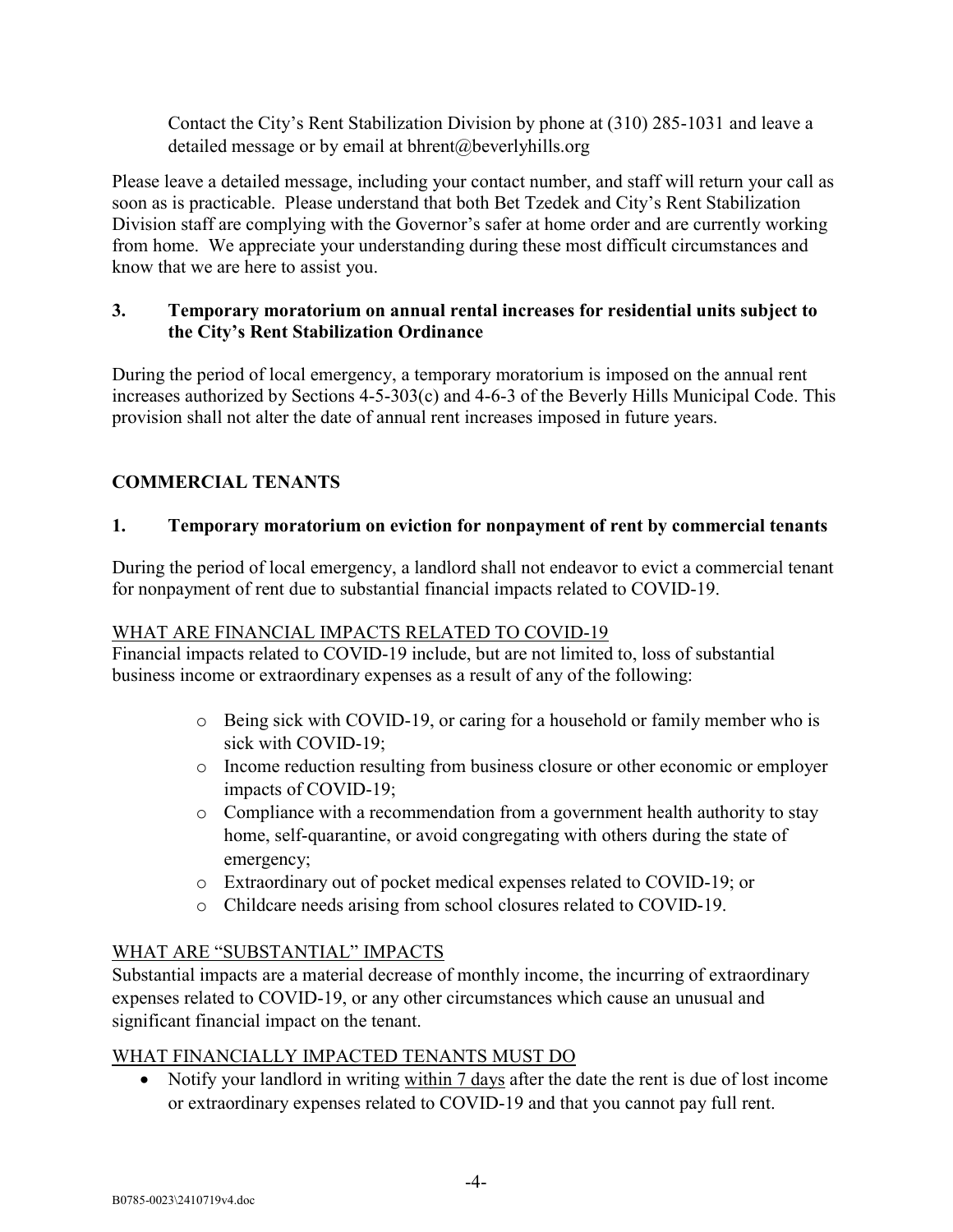Contact the City's Rent Stabilization Division by phone at (310) 285-1031 and leave a detailed message or by email at bhrent@beverlyhills.org

Please leave a detailed message, including your contact number, and staff will return your call as soon as is practicable. Please understand that both Bet Tzedek and City's Rent Stabilization Division staff are complying with the Governor's safer at home order and are currently working from home. We appreciate your understanding during these most difficult circumstances and know that we are here to assist you.

### 3. Temporary moratorium on annual rental increases for residential units subject to the City's Rent Stabilization Ordinance

During the period of local emergency, a temporary moratorium is imposed on the annual rent increases authorized by Sections 4-5-303(c) and 4-6-3 of the Beverly Hills Municipal Code. This provision shall not alter the date of annual rent increases imposed in future years.

## COMMERCIAL TENANTS

### 1. Temporary moratorium on eviction for nonpayment of rent by commercial tenants

During the period of local emergency, a landlord shall not endeavor to evict a commercial tenant for nonpayment of rent due to substantial financial impacts related to COVID-19.

<u>WHAT ARE FINANCIAL IMPACTS RELATED TO COVID-19</u>

Financial impacts related to COVID-19 include, but are not limited to, loss of substantial business income or extraordinary expenses as a result of any of the following:

- Being sick with COVID-19, or caring for a household or family member who is sick with COVID-19;
- Income reduction resulting from business closure or other economic or employer impacts of COVID-19;
- Compliance with a recommendation from a government health authority to stay home, self-quarantine, or avoid congregating with others during the state of emergency;
- Extraordinary out of pocket medical expenses related to COVID-19; or
- Childcare needs arising from school closures related to COVID-19.

<u>WHAT ARE "SUBSTANTIAL" IMPACTS</u>

Substantial impacts are a material decrease of monthly income, the incurring of extraordinary expenses related to COVID-19, or any other circumstances which cause an unusual and significant financial impact on the tenant.

<u>WHAT FINANCIALLY IMPACTED TENANTS MUST DO</u>

- Notify your landlord in writing <u>within 7 days</u> after the date the rent is due of lost income or extraordinary expenses related to COVID-19 and that you cannot pay full rent.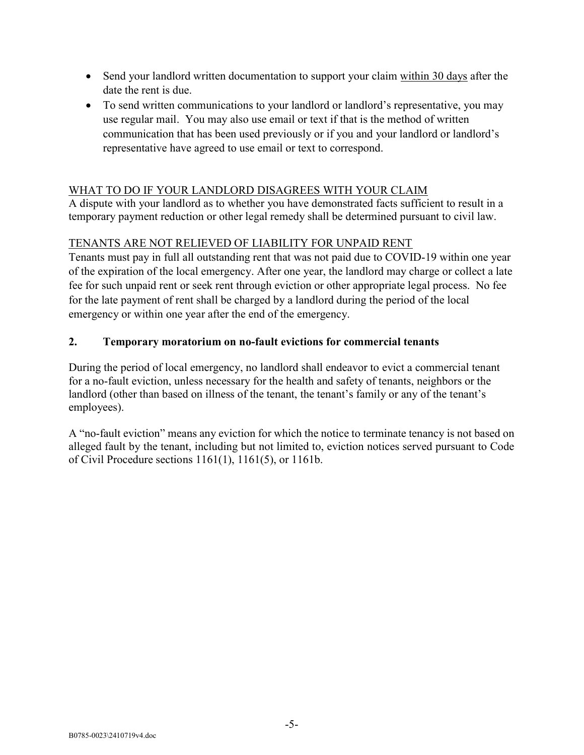- Send your landlord written documentation to support your claim <u>within 30 days</u> after the date the rent is due.
- To send written communications to your landlord or landlord's representative, you may use regular mail. You may also use email or text if that is the method of written communication that has been used previously or if you and your landlord or landlord's representative have agreed to use email or text to correspond.

<u>WHAT TO DO IF YOUR LANDLORD DISAGREES WITH YOUR CLAIM</u>

A dispute with your landlord as to whether you have demonstrated facts sufficient to result in a temporary payment reduction or other legal remedy shall be determined pursuant to civil law.

<u>TENANTS ARE NOT RELIEVED OF LIABILITY FOR UNPAID RENT</u>

Tenants must pay in full all outstanding rent that was not paid due to COVID-19 within one year of the expiration of the local emergency. After one year, the landlord may charge or collect a late fee for such unpaid rent or seek rent through eviction or other appropriate legal process. No fee for the late payment of rent shall be charged by a landlord during the period of the local emergency or within one year after the end of the emergency.

## 2. Temporary moratorium on no-fault evictions for commercial tenants

During the period of local emergency, no landlord shall endeavor to evict a commercial tenant for a no-fault eviction, unless necessary for the health and safety of tenants, neighbors or the landlord (other than based on illness of the tenant, the tenant's family or any of the tenant's employees).

A "no-fault eviction" means any eviction for which the notice to terminate tenancy is not based on alleged fault by the tenant, including but not limited to, eviction notices served pursuant to Code of Civil Procedure sections 1161(1), 1161(5), or 1161b.